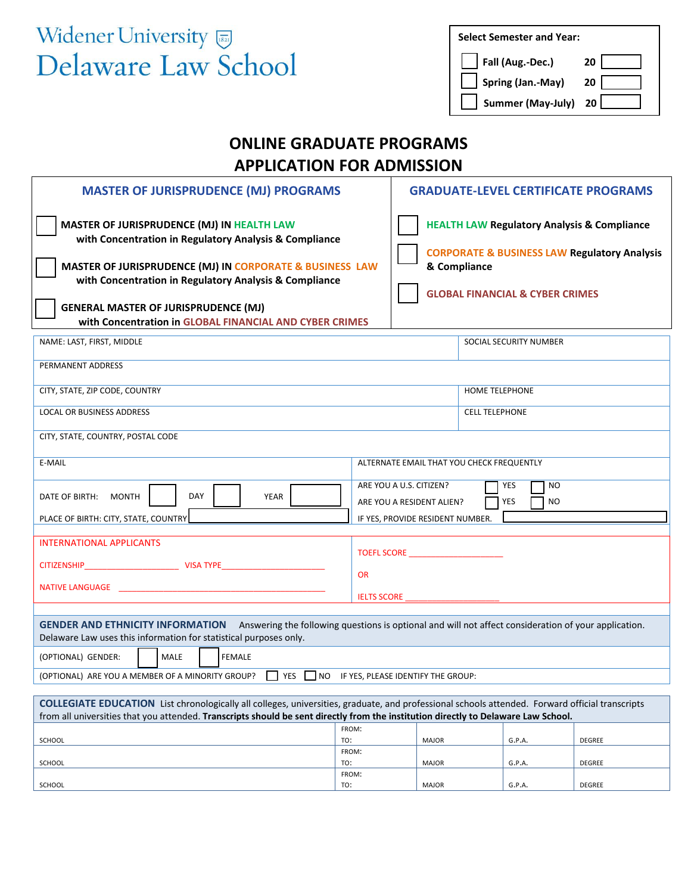# Widener University Delaware Law School

**Select Semester and Year:**

- ☐ Fall (Aug.-Dec.) 20 ____
- ☐ Spring (Jan.-May) 20 ____
- ☐ Summer (May-July) 20 ____

## ONLINE GRADUATE PROGRAMS
## APPLICATION FOR ADMISSION

| MASTER OF JURISPRUDENCE (MJ) PROGRAMS | GRADUATE-LEVEL CERTIFICATE PROGRAMS |
|---|---|
| ☐ **MASTER OF JURISPRUDENCE (MJ) IN HEALTH LAW with Concentration in Regulatory Analysis & Compliance** | ☐ **HEALTH LAW Regulatory Analysis & Compliance** |
| ☐ **MASTER OF JURISPRUDENCE (MJ) IN CORPORATE & BUSINESS LAW with Concentration in Regulatory Analysis & Compliance** | ☐ **CORPORATE & BUSINESS LAW Regulatory Analysis & Compliance** |
| ☐ **GENERAL MASTER OF JURISPRUDENCE (MJ) with Concentration in GLOBAL FINANCIAL AND CYBER CRIMES** | ☐ **GLOBAL FINANCIAL & CYBER CRIMES** |

| | |
|---|---|
| NAME: LAST, FIRST, MIDDLE | SOCIAL SECURITY NUMBER |
| PERMANENT ADDRESS | |
| CITY, STATE, ZIP CODE, COUNTRY | HOME TELEPHONE |
| LOCAL OR BUSINESS ADDRESS | CELL TELEPHONE |
| CITY, STATE, COUNTRY, POSTAL CODE | |
| E-MAIL | ALTERNATE EMAIL THAT YOU CHECK FREQUENTLY |
| DATE OF BIRTH: MONTH ☐ DAY ☐ YEAR ☐ | ARE YOU A U.S. CITIZEN? ☐ YES ☐ NO<br>ARE YOU A RESIDENT ALIEN? ☐ YES ☐ NO |
| PLACE OF BIRTH: CITY, STATE, COUNTRY ____ | IF YES, PROVIDE RESIDENT NUMBER. ____ |

| INTERNATIONAL APPLICANTS | |
|---|---|
| CITIZENSHIP____________________ VISA TYPE______________________ | TOEFL SCORE ____________________ |
| NATIVE LANGUAGE ______________________________________________ | OR<br>IELTS SCORE ____________________ |

**GENDER AND ETHNICITY INFORMATION** Answering the following questions is optional and will not affect consideration of your application. Delaware Law uses this information for statistical purposes only.

(OPTIONAL) GENDER: ☐ MALE ☐ FEMALE

(OPTIONAL) ARE YOU A MEMBER OF A MINORITY GROUP? ☐ YES ☐ NO IF YES, PLEASE IDENTIFY THE GROUP:

**COLLEGIATE EDUCATION** List chronologically all colleges, universities, graduate, and professional schools attended. Forward official transcripts from all universities that you attended. **Transcripts should be sent directly from the institution directly to Delaware Law School.**

| SCHOOL | FROM: / TO: | MAJOR | G.P.A. | DEGREE |
|---|---|---|---|---|
| SCHOOL | FROM: TO: | MAJOR | G.P.A. | DEGREE |
| SCHOOL | FROM: TO: | MAJOR | G.P.A. | DEGREE |
| SCHOOL | FROM: TO: | MAJOR | G.P.A. | DEGREE |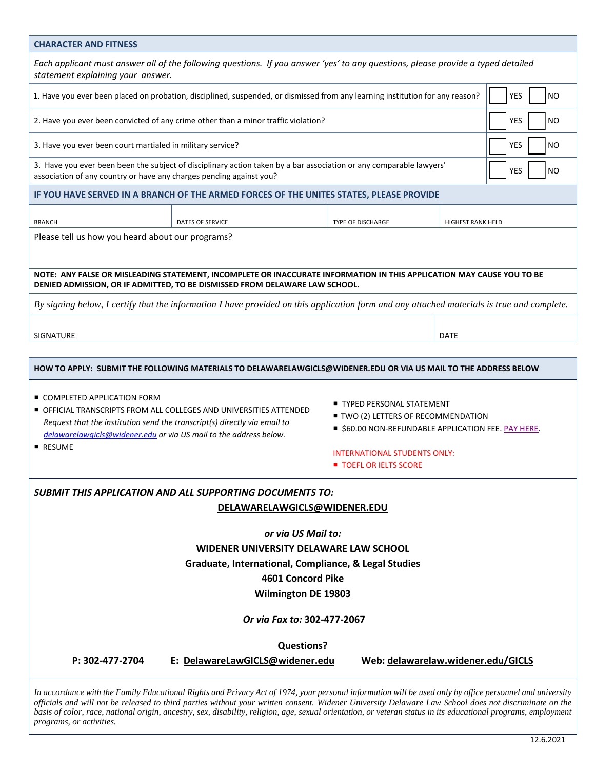## CHARACTER AND FITNESS

*Each applicant must answer all of the following questions. If you answer 'yes' to any questions, please provide a typed detailed statement explaining your answer.*

| | |
|---|---|
| 1. Have you ever been placed on probation, disciplined, suspended, or dismissed from any learning institution for any reason? | ☐ YES ☐ NO |
| 2. Have you ever been convicted of any crime other than a minor traffic violation? | ☐ YES ☐ NO |
| 3. Have you ever been court martialed in military service? | ☐ YES ☐ NO |
| 3. Have you ever been been the subject of disciplinary action taken by a bar association or any comparable lawyers' association of any country or have any charges pending against you? | ☐ YES ☐ NO |

## IF YOU HAVE SERVED IN A BRANCH OF THE ARMED FORCES OF THE UNITES STATES, PLEASE PROVIDE

| BRANCH | DATES OF SERVICE | TYPE OF DISCHARGE | HIGHEST RANK HELD |
|---|---|---|---|
| | | | |

Please tell us how you heard about our programs?

**NOTE: ANY FALSE OR MISLEADING STATEMENT, INCOMPLETE OR INACCURATE INFORMATION IN THIS APPLICATION MAY CAUSE YOU TO BE DENIED ADMISSION, OR IF ADMITTED, TO BE DISMISSED FROM DELAWARE LAW SCHOOL.**

*By signing below, I certify that the information I have provided on this application form and any attached materials is true and complete.*

| SIGNATURE | DATE |
|---|---|
| | |

## HOW TO APPLY: SUBMIT THE FOLLOWING MATERIALS TO DELAWARELAWGICLS@WIDENER.EDU OR VIA US MAIL TO THE ADDRESS BELOW

- COMPLETED APPLICATION FORM
- OFFICIAL TRANSCRIPTS FROM ALL COLLEGES AND UNIVERSITIES ATTENDED
  *Request that the institution send the transcript(s) directly via email to delawarelawgicls@widener.edu or via US mail to the address below.*
- RESUME
- TYPED PERSONAL STATEMENT
- TWO (2) LETTERS OF RECOMMENDATION
- $60.00 NON-REFUNDABLE APPLICATION FEE. PAY HERE.

INTERNATIONAL STUDENTS ONLY:
- TOEFL OR IELTS SCORE

***SUBMIT THIS APPLICATION AND ALL SUPPORTING DOCUMENTS TO:***

**DELAWARELAWGICLS@WIDENER.EDU**

***or via US Mail to:***

**WIDENER UNIVERSITY DELAWARE LAW SCHOOL**
**Graduate, International, Compliance, & Legal Studies**
**4601 Concord Pike**
**Wilmington DE 19803**

***Or via Fax to:*** **302-477-2067**

**Questions?**

**P: 302-477-2704** **E: DelawareLawGICLS@widener.edu** **Web: delawarelaw.widener.edu/GICLS**

*In accordance with the Family Educational Rights and Privacy Act of 1974, your personal information will be used only by office personnel and university officials and will not be released to third parties without your written consent. Widener University Delaware Law School does not discriminate on the basis of color, race, national origin, ancestry, sex, disability, religion, age, sexual orientation, or veteran status in its educational programs, employment programs, or activities.*

12.6.2021